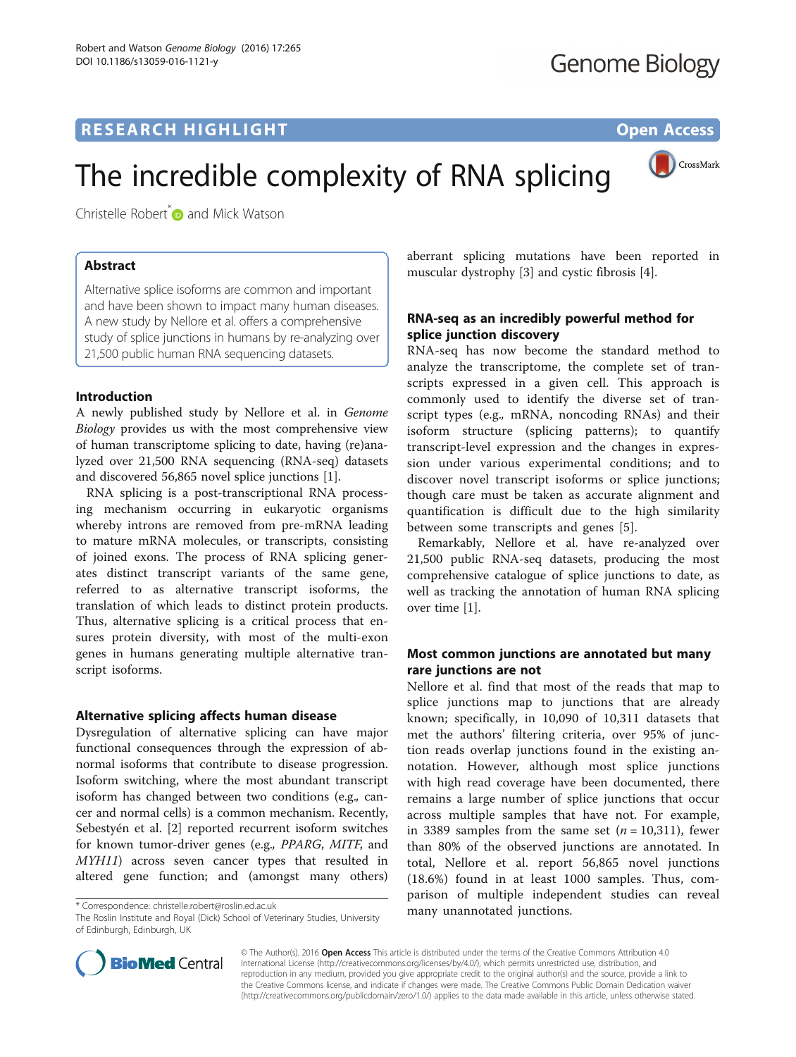RESEARCH HIGHLIGHT

Open Access

# The incredible complexity of RNA splicing

Christelle Robert* and Mick Watson

## Abstract

Alternative splice isoforms are common and important and have been shown to impact many human diseases. A new study by Nellore et al. offers a comprehensive study of splice junctions in humans by re-analyzing over 21,500 public human RNA sequencing datasets.

## Introduction

A newly published study by Nellore et al. in *Genome Biology* provides us with the most comprehensive view of human transcriptome splicing to date, having (re)analyzed over 21,500 RNA sequencing (RNA-seq) datasets and discovered 56,865 novel splice junctions [1].

RNA splicing is a post-transcriptional RNA processing mechanism occurring in eukaryotic organisms whereby introns are removed from pre-mRNA leading to mature mRNA molecules, or transcripts, consisting of joined exons. The process of RNA splicing generates distinct transcript variants of the same gene, referred to as alternative transcript isoforms, the translation of which leads to distinct protein products. Thus, alternative splicing is a critical process that ensures protein diversity, with most of the multi-exon genes in humans generating multiple alternative transcript isoforms.

## Alternative splicing affects human disease

Dysregulation of alternative splicing can have major functional consequences through the expression of abnormal isoforms that contribute to disease progression. Isoform switching, where the most abundant transcript isoform has changed between two conditions (e.g., cancer and normal cells) is a common mechanism. Recently, Sebestyén et al. [2] reported recurrent isoform switches for known tumor-driver genes (e.g., *PPARG*, *MITF*, and *MYH11*) across seven cancer types that resulted in altered gene function; and (amongst many others) aberrant splicing mutations have been reported in muscular dystrophy [3] and cystic fibrosis [4].

## RNA-seq as an incredibly powerful method for splice junction discovery

RNA-seq has now become the standard method to analyze the transcriptome, the complete set of transcripts expressed in a given cell. This approach is commonly used to identify the diverse set of transcript types (e.g., mRNA, noncoding RNAs) and their isoform structure (splicing patterns); to quantify transcript-level expression and the changes in expression under various experimental conditions; and to discover novel transcript isoforms or splice junctions; though care must be taken as accurate alignment and quantification is difficult due to the high similarity between some transcripts and genes [5].

Remarkably, Nellore et al. have re-analyzed over 21,500 public RNA-seq datasets, producing the most comprehensive catalogue of splice junctions to date, as well as tracking the annotation of human RNA splicing over time [1].

## Most common junctions are annotated but many rare junctions are not

Nellore et al. find that most of the reads that map to splice junctions map to junctions that are already known; specifically, in 10,090 of 10,311 datasets that met the authors' filtering criteria, over 95% of junction reads overlap junctions found in the existing annotation. However, although most splice junctions with high read coverage have been documented, there remains a large number of splice junctions that occur across multiple samples that have not. For example, in 3389 samples from the same set ($n = 10{,}311$), fewer than 80% of the observed junctions are annotated. In total, Nellore et al. report 56,865 novel junctions (18.6%) found in at least 1000 samples. Thus, comparison of multiple independent studies can reveal many unannotated junctions.

* Correspondence: christelle.robert@roslin.ed.ac.uk
The Roslin Institute and Royal (Dick) School of Veterinary Studies, University of Edinburgh, Edinburgh, UK

© The Author(s). 2016 **Open Access** This article is distributed under the terms of the Creative Commons Attribution 4.0 International License (http://creativecommons.org/licenses/by/4.0/), which permits unrestricted use, distribution, and reproduction in any medium, provided you give appropriate credit to the original author(s) and the source, provide a link to the Creative Commons license, and indicate if changes were made. The Creative Commons Public Domain Dedication waiver (http://creativecommons.org/publicdomain/zero/1.0/) applies to the data made available in this article, unless otherwise stated.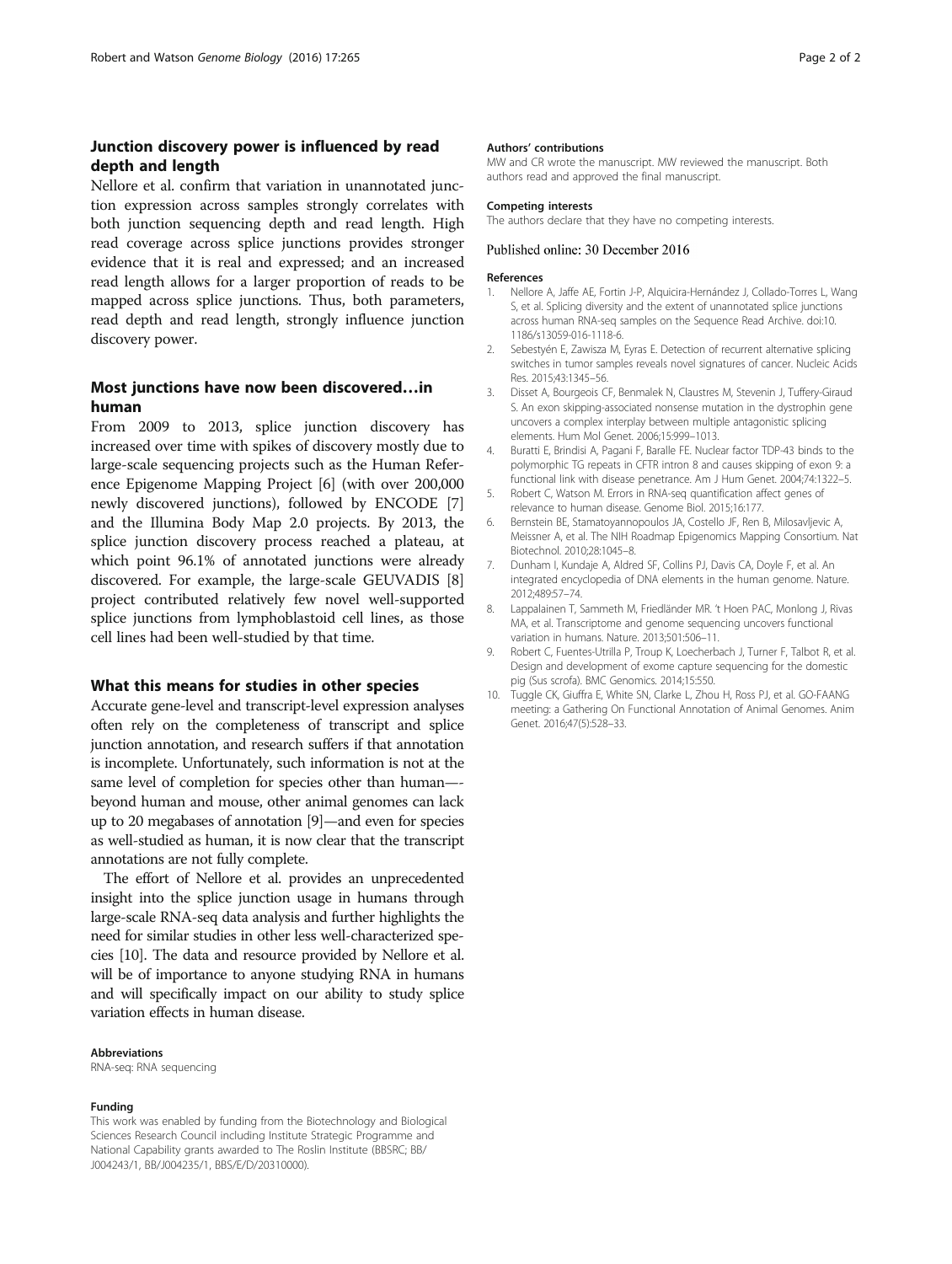## Junction discovery power is influenced by read depth and length

Nellore et al. confirm that variation in unannotated junction expression across samples strongly correlates with both junction sequencing depth and read length. High read coverage across splice junctions provides stronger evidence that it is real and expressed; and an increased read length allows for a larger proportion of reads to be mapped across splice junctions. Thus, both parameters, read depth and read length, strongly influence junction discovery power.

## Most junctions have now been discovered…in human

From 2009 to 2013, splice junction discovery has increased over time with spikes of discovery mostly due to large-scale sequencing projects such as the Human Reference Epigenome Mapping Project [6] (with over 200,000 newly discovered junctions), followed by ENCODE [7] and the Illumina Body Map 2.0 projects. By 2013, the splice junction discovery process reached a plateau, at which point 96.1% of annotated junctions were already discovered. For example, the large-scale GEUVADIS [8] project contributed relatively few novel well-supported splice junctions from lymphoblastoid cell lines, as those cell lines had been well-studied by that time.

## What this means for studies in other species

Accurate gene-level and transcript-level expression analyses often rely on the completeness of transcript and splice junction annotation, and research suffers if that annotation is incomplete. Unfortunately, such information is not at the same level of completion for species other than human—beyond human and mouse, other animal genomes can lack up to 20 megabases of annotation [9]—and even for species as well-studied as human, it is now clear that the transcript annotations are not fully complete.

The effort of Nellore et al. provides an unprecedented insight into the splice junction usage in humans through large-scale RNA-seq data analysis and further highlights the need for similar studies in other less well-characterized species [10]. The data and resource provided by Nellore et al. will be of importance to anyone studying RNA in humans and will specifically impact on our ability to study splice variation effects in human disease.

#### Abbreviations

RNA-seq: RNA sequencing

#### Funding

This work was enabled by funding from the Biotechnology and Biological Sciences Research Council including Institute Strategic Programme and National Capability grants awarded to The Roslin Institute (BBSRC; BB/J004243/1, BB/J004235/1, BBS/E/D/20310000).

#### Authors' contributions

MW and CR wrote the manuscript. MW reviewed the manuscript. Both authors read and approved the final manuscript.

#### Competing interests

The authors declare that they have no competing interests.

Published online: 30 December 2016

#### References

1. Nellore A, Jaffe AE, Fortin J-P, Alquicira-Hernández J, Collado-Torres L, Wang S, et al. Splicing diversity and the extent of unannotated splice junctions across human RNA-seq samples on the Sequence Read Archive. doi:10.1186/s13059-016-1118-6.
2. Sebestyén E, Zawisza M, Eyras E. Detection of recurrent alternative splicing switches in tumor samples reveals novel signatures of cancer. Nucleic Acids Res. 2015;43:1345–56.
3. Disset A, Bourgeois CF, Benmalek N, Claustres M, Stevenin J, Tuffery-Giraud S. An exon skipping-associated nonsense mutation in the dystrophin gene uncovers a complex interplay between multiple antagonistic splicing elements. Hum Mol Genet. 2006;15:999–1013.
4. Buratti E, Brindisi A, Pagani F, Baralle FE. Nuclear factor TDP-43 binds to the polymorphic TG repeats in CFTR intron 8 and causes skipping of exon 9: a functional link with disease penetrance. Am J Hum Genet. 2004;74:1322–5.
5. Robert C, Watson M. Errors in RNA-seq quantification affect genes of relevance to human disease. Genome Biol. 2015;16:177.
6. Bernstein BE, Stamatoyannopoulos JA, Costello JF, Ren B, Milosavljevic A, Meissner A, et al. The NIH Roadmap Epigenomics Mapping Consortium. Nat Biotechnol. 2010;28:1045–8.
7. Dunham I, Kundaje A, Aldred SF, Collins PJ, Davis CA, Doyle F, et al. An integrated encyclopedia of DNA elements in the human genome. Nature. 2012;489:57–74.
8. Lappalainen T, Sammeth M, Friedländer MR. 't Hoen PAC, Monlong J, Rivas MA, et al. Transcriptome and genome sequencing uncovers functional variation in humans. Nature. 2013;501:506–11.
9. Robert C, Fuentes-Utrilla P, Troup K, Loecherbach J, Turner F, Talbot R, et al. Design and development of exome capture sequencing for the domestic pig (Sus scrofa). BMC Genomics. 2014;15:550.
10. Tuggle CK, Giuffra E, White SN, Clarke L, Zhou H, Ross PJ, et al. GO-FAANG meeting: a Gathering On Functional Annotation of Animal Genomes. Anim Genet. 2016;47(5):528–33.